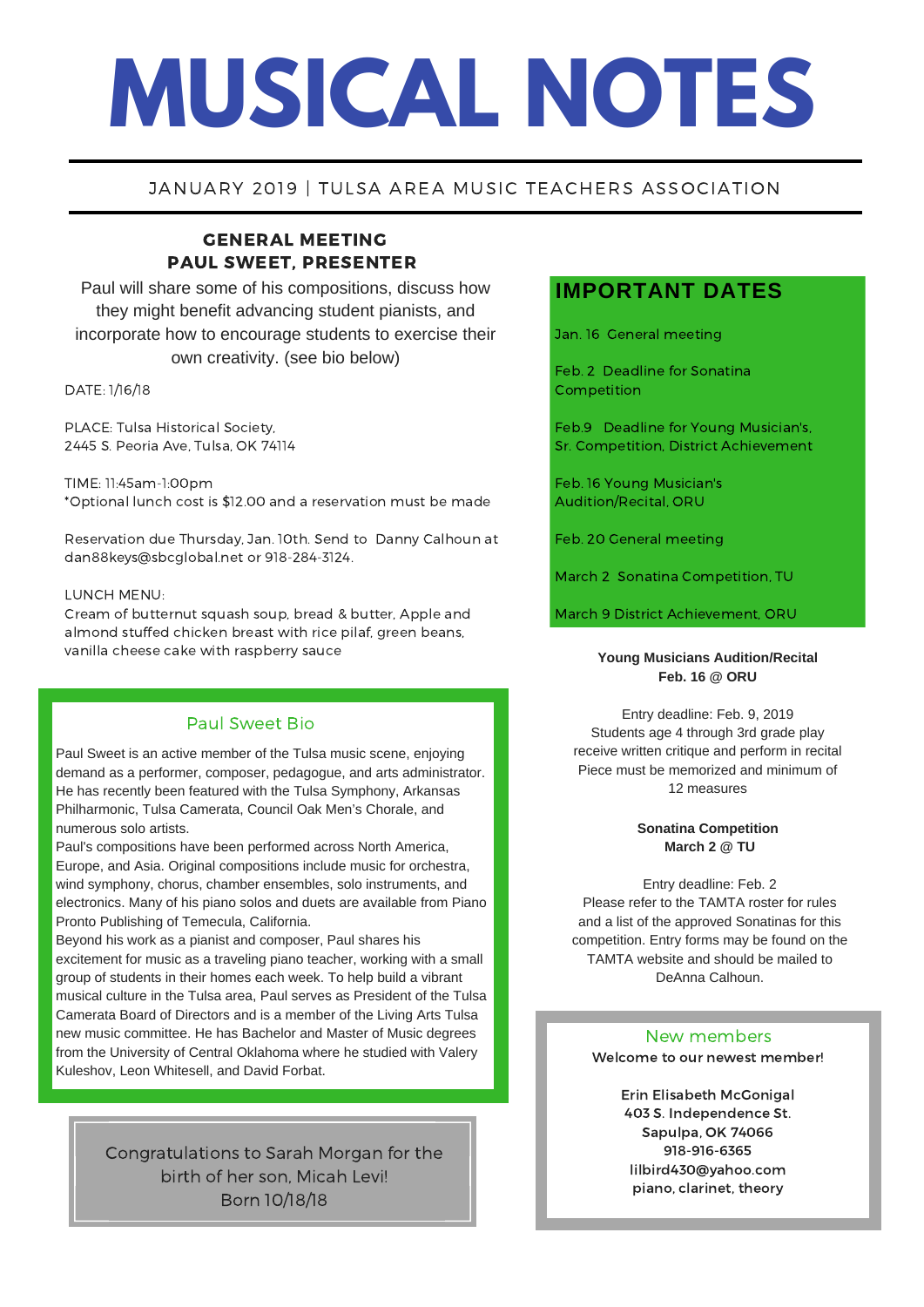# MUSICAL NOTES

JANUARY 2019 | TULSA AREA MUSIC TEACHERS ASSOCIATION

## GENERAL MEETING
## PAUL SWEET, PRESENTER

Paul will share some of his compositions, discuss how they might benefit advancing student pianists, and incorporate how to encourage students to exercise their own creativity. (see bio below)

DATE: 1/16/18

PLACE: Tulsa Historical Society,
2445 S. Peoria Ave, Tulsa, OK 74114

TIME: 11:45am-1:00pm
*Optional lunch cost is $12.00 and a reservation must be made

Reservation due Thursday, Jan. 10th. Send to Danny Calhoun at dan88keys@sbcglobal.net or 918-284-3124.

LUNCH MENU:
Cream of butternut squash soup, bread & butter, Apple and almond stuffed chicken breast with rice pilaf, green beans, vanilla cheese cake with raspberry sauce

### Paul Sweet Bio

Paul Sweet is an active member of the Tulsa music scene, enjoying demand as a performer, composer, pedagogue, and arts administrator. He has recently been featured with the Tulsa Symphony, Arkansas Philharmonic, Tulsa Camerata, Council Oak Men's Chorale, and numerous solo artists.

Paul's compositions have been performed across North America, Europe, and Asia. Original compositions include music for orchestra, wind symphony, chorus, chamber ensembles, solo instruments, and electronics. Many of his piano solos and duets are available from Piano Pronto Publishing of Temecula, California.

Beyond his work as a pianist and composer, Paul shares his excitement for music as a traveling piano teacher, working with a small group of students in their homes each week. To help build a vibrant musical culture in the Tulsa area, Paul serves as President of the Tulsa Camerata Board of Directors and is a member of the Living Arts Tulsa new music committee. He has Bachelor and Master of Music degrees from the University of Central Oklahoma where he studied with Valery Kuleshov, Leon Whitesell, and David Forbat.

Congratulations to Sarah Morgan for the birth of her son, Micah Levi!
Born 10/18/18

## IMPORTANT DATES

Jan. 16 General meeting

Feb. 2 Deadline for Sonatina Competition

Feb.9 Deadline for Young Musician's, Sr. Competition, District Achievement

Feb. 16 Young Musician's Audition/Recital, ORU

Feb. 20 General meeting

March 2 Sonatina Competition, TU

March 9 District Achievement, ORU

**Young Musicians Audition/Recital**
**Feb. 16 @ ORU**

Entry deadline: Feb. 9, 2019
Students age 4 through 3rd grade play receive written critique and perform in recital
Piece must be memorized and minimum of 12 measures

**Sonatina Competition**
**March 2 @ TU**

Entry deadline: Feb. 2
Please refer to the TAMTA roster for rules and a list of the approved Sonatinas for this competition. Entry forms may be found on the TAMTA website and should be mailed to DeAnna Calhoun.

### New members

Welcome to our newest member!

Erin Elisabeth McGonigal
403 S. Independence St.
Sapulpa, OK 74066
918-916-6365
lilbird430@yahoo.com
piano, clarinet, theory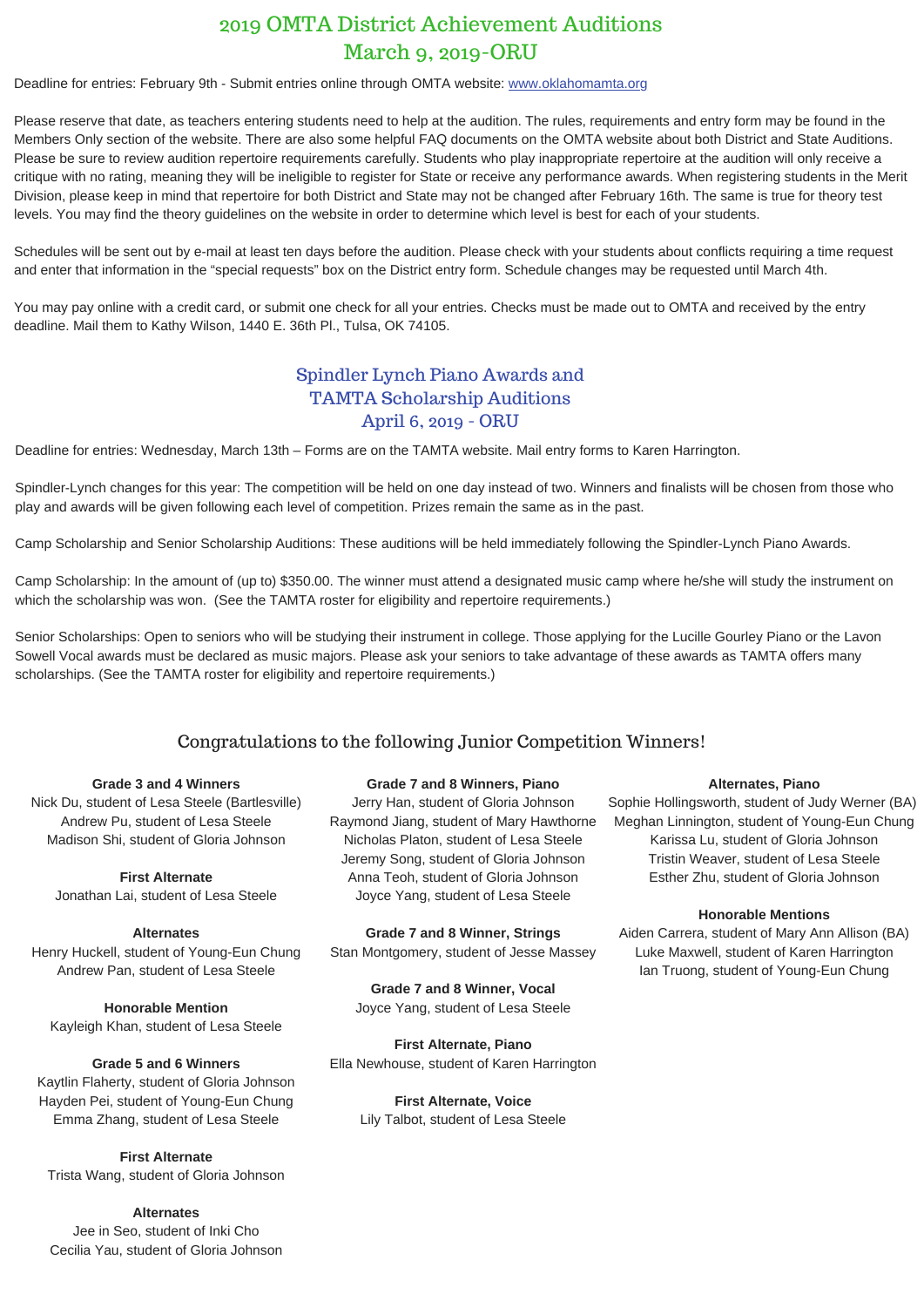# 2019 OMTA District Achievement Auditions
# March 9, 2019-ORU

Deadline for entries: February 9th - Submit entries online through OMTA website: [www.oklahomamta.org](http://www.oklahomamta.org)

Please reserve that date, as teachers entering students need to help at the audition. The rules, requirements and entry form may be found in the Members Only section of the website. There are also some helpful FAQ documents on the OMTA website about both District and State Auditions. Please be sure to review audition repertoire requirements carefully. Students who play inappropriate repertoire at the audition will only receive a critique with no rating, meaning they will be ineligible to register for State or receive any performance awards. When registering students in the Merit Division, please keep in mind that repertoire for both District and State may not be changed after February 16th. The same is true for theory test levels. You may find the theory guidelines on the website in order to determine which level is best for each of your students.

Schedules will be sent out by e-mail at least ten days before the audition. Please check with your students about conflicts requiring a time request and enter that information in the "special requests" box on the District entry form. Schedule changes may be requested until March 4th.

You may pay online with a credit card, or submit one check for all your entries. Checks must be made out to OMTA and received by the entry deadline. Mail them to Kathy Wilson, 1440 E. 36th Pl., Tulsa, OK 74105.

## Spindler Lynch Piano Awards and TAMTA Scholarship Auditions
## April 6, 2019 - ORU

Deadline for entries: Wednesday, March 13th – Forms are on the TAMTA website. Mail entry forms to Karen Harrington.

Spindler-Lynch changes for this year: The competition will be held on one day instead of two. Winners and finalists will be chosen from those who play and awards will be given following each level of competition. Prizes remain the same as in the past.

Camp Scholarship and Senior Scholarship Auditions: These auditions will be held immediately following the Spindler-Lynch Piano Awards.

Camp Scholarship: In the amount of (up to) $350.00. The winner must attend a designated music camp where he/she will study the instrument on which the scholarship was won. (See the TAMTA roster for eligibility and repertoire requirements.)

Senior Scholarships: Open to seniors who will be studying their instrument in college. Those applying for the Lucille Gourley Piano or the Lavon Sowell Vocal awards must be declared as music majors. Please ask your seniors to take advantage of these awards as TAMTA offers many scholarships. (See the TAMTA roster for eligibility and repertoire requirements.)

## Congratulations to the following Junior Competition Winners!

**Grade 3 and 4 Winners**
Nick Du, student of Lesa Steele (Bartlesville)
Andrew Pu, student of Lesa Steele
Madison Shi, student of Gloria Johnson

**First Alternate**
Jonathan Lai, student of Lesa Steele

**Alternates**
Henry Huckell, student of Young-Eun Chung
Andrew Pan, student of Lesa Steele

**Honorable Mention**
Kayleigh Khan, student of Lesa Steele

**Grade 5 and 6 Winners**
Kaytlin Flaherty, student of Gloria Johnson
Hayden Pei, student of Young-Eun Chung
Emma Zhang, student of Lesa Steele

**First Alternate**
Trista Wang, student of Gloria Johnson

**Alternates**
Jee in Seo, student of Inki Cho
Cecilia Yau, student of Gloria Johnson

**Grade 7 and 8 Winners, Piano**
Jerry Han, student of Gloria Johnson
Raymond Jiang, student of Mary Hawthorne
Nicholas Platon, student of Lesa Steele
Jeremy Song, student of Gloria Johnson
Anna Teoh, student of Gloria Johnson
Joyce Yang, student of Lesa Steele

**Grade 7 and 8 Winner, Strings**
Stan Montgomery, student of Jesse Massey

**Grade 7 and 8 Winner, Vocal**
Joyce Yang, student of Lesa Steele

**First Alternate, Piano**
Ella Newhouse, student of Karen Harrington

**First Alternate, Voice**
Lily Talbot, student of Lesa Steele

**Alternates, Piano**
Sophie Hollingsworth, student of Judy Werner (BA)
Meghan Linnington, student of Young-Eun Chung
Karissa Lu, student of Gloria Johnson
Tristin Weaver, student of Lesa Steele
Esther Zhu, student of Gloria Johnson

**Honorable Mentions**
Aiden Carrera, student of Mary Ann Allison (BA)
Luke Maxwell, student of Karen Harrington
Ian Truong, student of Young-Eun Chung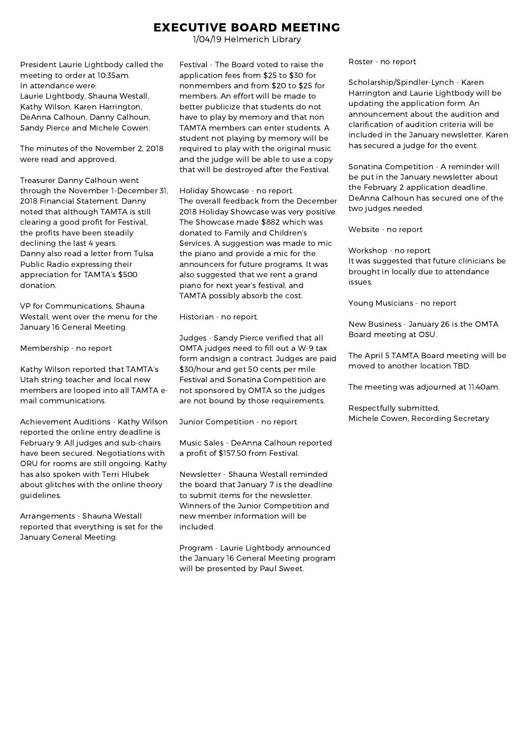# EXECUTIVE BOARD MEETING

1/04/19 Helmerich Library

President Laurie Lightbody called the meeting to order at 10:35am.
In attendance were:
Laurie Lightbody, Shauna Westall, Kathy Wilson, Karen Harrington, DeAnna Calhoun, Danny Calhoun, Sandy Pierce and Michele Cowen.

The minutes of the November 2, 2018 were read and approved.

Treasurer Danny Calhoun went through the November 1-December 31, 2018 Financial Statement. Danny noted that although TAMTA is still clearing a good profit for Festival, the profits have been steadily declining the last 4 years.
Danny also read a letter from Tulsa Public Radio expressing their appreciation for TAMTA's $500 donation.

VP for Communications, Shauna Westall, went over the menu for the January 16 General Meeting.

Membership - no report

Kathy Wilson reported that TAMTA's Utah string teacher and local new members are looped into all TAMTA e-mail communications.

Achievement Auditions - Kathy Wilson reported the online entry deadline is February 9. All judges and sub-chairs have been secured. Negotiations with ORU for rooms are still ongoing. Kathy has also spoken with Terri Hlubek about glitches with the online theory guidelines.

Arrangements - Shauna Westall reported that everything is set for the January General Meeting.

Festival - The Board voted to raise the application fees from $25 to $30 for nonmembers and from $20 to $25 for members. An effort will be made to better publicize that students do not have to play by memory and that non TAMTA members can enter students. A student not playing by memory will be required to play with the original music and the judge will be able to use a copy that will be destroyed after the Festival.

Holiday Showcase - no report.
The overall feedback from the December 2018 Holiday Showcase was very positive. The Showcase made $882 which was donated to Family and Children's Services. A suggestion was made to mic the piano and provide a mic for the announcers for future programs. It was also suggested that we rent a grand piano for next year's festival, and TAMTA possibly absorb the cost.

Historian - no report.

Judges - Sandy Pierce verified that all OMTA judges need to fill out a W-9 tax form andsign a contract. Judges are paid $30/hour and get 50 cents per mile. Festival and Sonatina Competition are not sponsored by OMTA so the judges are not bound by those requirements.

Junior Competition - no report

Music Sales - DeAnna Calhoun reported a profit of $157.50 from Festival.

Newsletter - Shauna Westall reminded the board that January 7 is the deadline to submit items for the newsletter. Winners of the Junior Competition and new member information will be included.

Program - Laurie Lightbody announced the January 16 General Meeting program will be presented by Paul Sweet.

Roster - no report

Scholarship/Spindler-Lynch - Karen Harrington and Laurie Lightbody will be updating the application form. An announcement about the audition and clarification of audition criteria will be included in the January newsletter. Karen has secured a judge for the event.

Sonatina Competition - A reminder will be put in the January newsletter about the February 2 application deadline. DeAnna Calhoun has secured one of the two judges needed.

Website - no report

Workshop - no report
It was suggested that future clinicians be brought in locally due to attendance issues.

Young Musicians - no report

New Business - January 26 is the OMTA Board meeting at OSU.

The April 5 TAMTA Board meeting will be moved to another location TBD.

The meeting was adjourned at 11:40am.

Respectfully submitted,
Michele Cowen, Recording Secretary